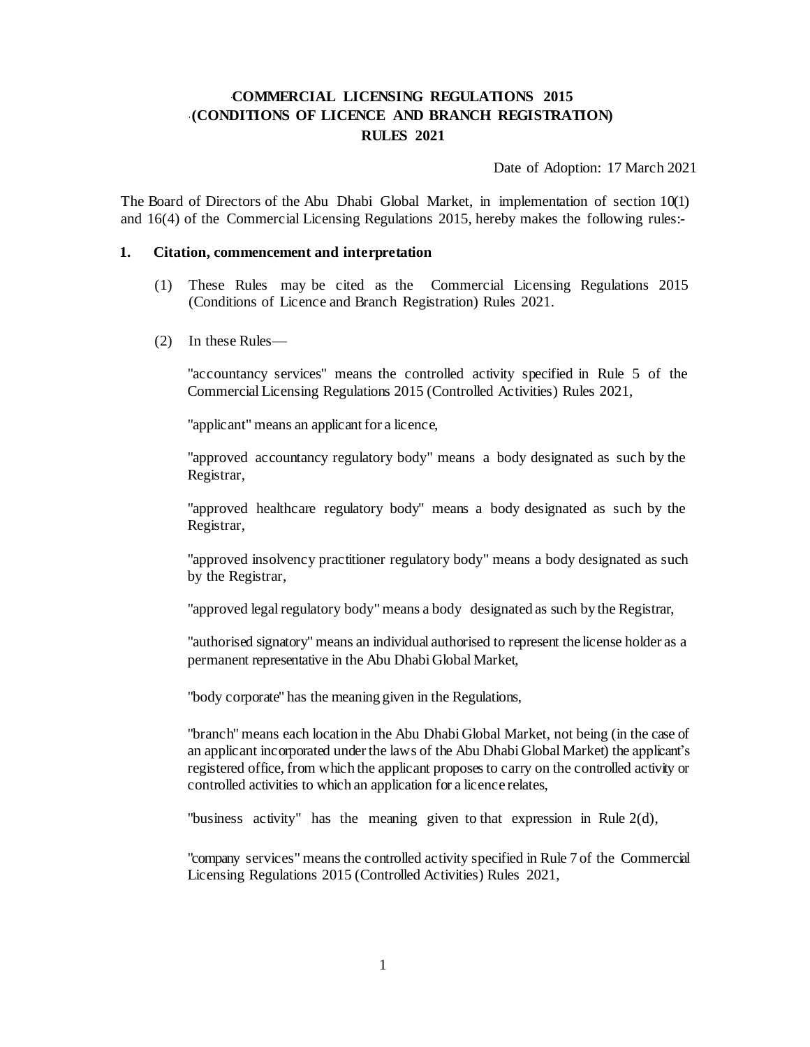# COMMERCIAL LICENSING REGULATIONS 2015 (CONDITIONS OF LICENCE AND BRANCH REGISTRATION) RULES 2021

Date of Adoption: 17 March 2021

The Board of Directors of the Abu Dhabi Global Market, in implementation of section 10(1) and 16(4) of the Commercial Licensing Regulations 2015, hereby makes the following rules:-

## 1. Citation, commencement and interpretation

(1) These Rules may be cited as the Commercial Licensing Regulations 2015 (Conditions of Licence and Branch Registration) Rules 2021.

(2) In these Rules—

"accountancy services" means the controlled activity specified in Rule 5 of the Commercial Licensing Regulations 2015 (Controlled Activities) Rules 2021,

"applicant" means an applicant for a licence,

"approved accountancy regulatory body" means a body designated as such by the Registrar,

"approved healthcare regulatory body" means a body designated as such by the Registrar,

"approved insolvency practitioner regulatory body" means a body designated as such by the Registrar,

"approved legal regulatory body" means a body designated as such by the Registrar,

"authorised signatory" means an individual authorised to represent the license holder as a permanent representative in the Abu Dhabi Global Market,

"body corporate" has the meaning given in the Regulations,

"branch" means each location in the Abu Dhabi Global Market, not being (in the case of an applicant incorporated under the laws of the Abu Dhabi Global Market) the applicant's registered office, from which the applicant proposes to carry on the controlled activity or controlled activities to which an application for a licence relates,

"business activity" has the meaning given to that expression in Rule 2(d),

"company services" means the controlled activity specified in Rule 7 of the Commercial Licensing Regulations 2015 (Controlled Activities) Rules 2021,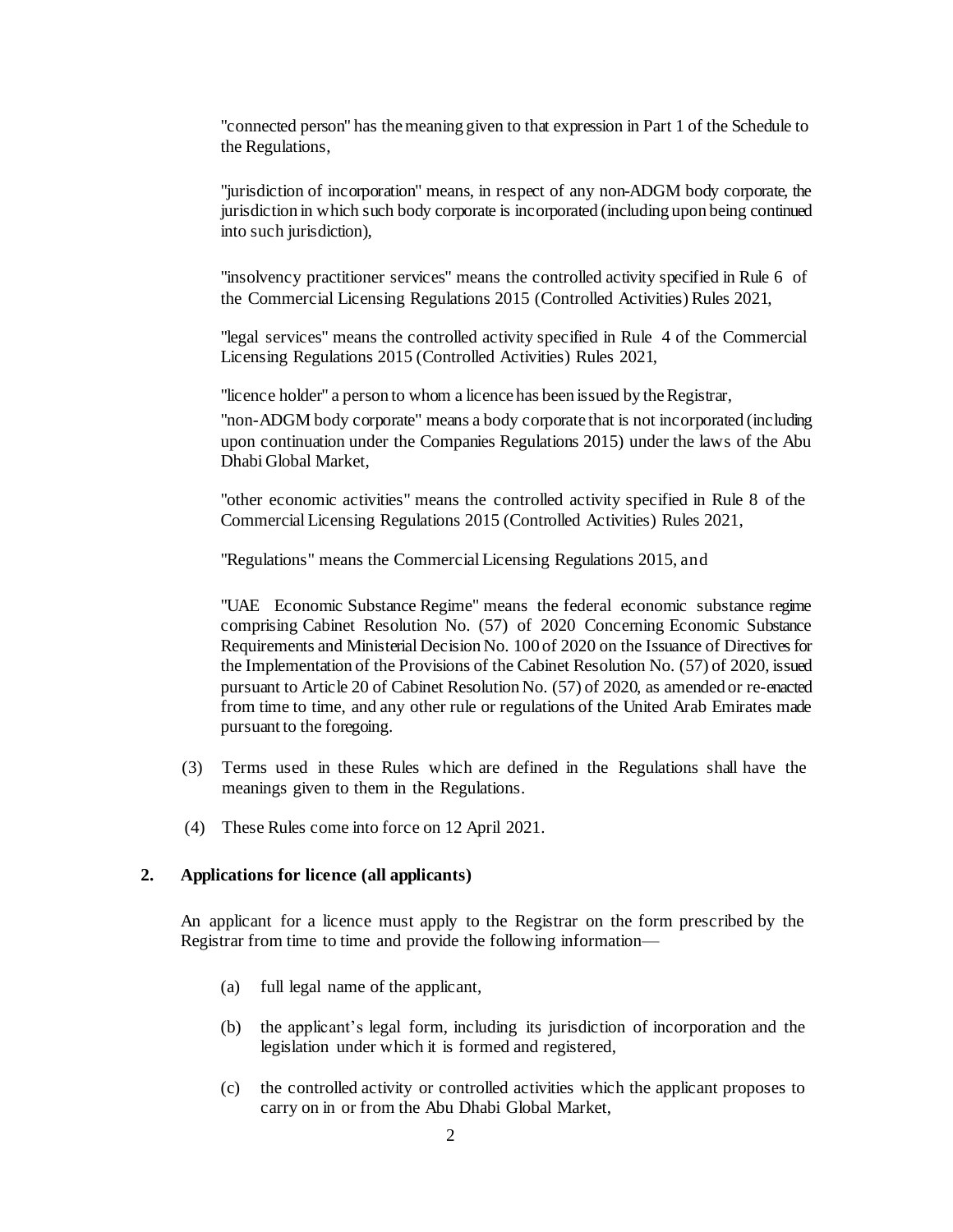"connected person" has the meaning given to that expression in Part 1 of the Schedule to the Regulations,

"jurisdiction of incorporation" means, in respect of any non-ADGM body corporate, the jurisdiction in which such body corporate is incorporated (including upon being continued into such jurisdiction),

"insolvency practitioner services" means the controlled activity specified in Rule 6 of the Commercial Licensing Regulations 2015 (Controlled Activities) Rules 2021,

"legal services" means the controlled activity specified in Rule 4 of the Commercial Licensing Regulations 2015 (Controlled Activities) Rules 2021,

"licence holder" a person to whom a licence has been issued by the Registrar,

"non-ADGM body corporate" means a body corporate that is not incorporated (including upon continuation under the Companies Regulations 2015) under the laws of the Abu Dhabi Global Market,

"other economic activities" means the controlled activity specified in Rule 8 of the Commercial Licensing Regulations 2015 (Controlled Activities) Rules 2021,

"Regulations" means the Commercial Licensing Regulations 2015, and

"UAE Economic Substance Regime" means the federal economic substance regime comprising Cabinet Resolution No. (57) of 2020 Concerning Economic Substance Requirements and Ministerial Decision No. 100 of 2020 on the Issuance of Directives for the Implementation of the Provisions of the Cabinet Resolution No. (57) of 2020, issued pursuant to Article 20 of Cabinet Resolution No. (57) of 2020, as amended or re-enacted from time to time, and any other rule or regulations of the United Arab Emirates made pursuant to the foregoing.

(3) Terms used in these Rules which are defined in the Regulations shall have the meanings given to them in the Regulations.

(4) These Rules come into force on 12 April 2021.

## 2. Applications for licence (all applicants)

An applicant for a licence must apply to the Registrar on the form prescribed by the Registrar from time to time and provide the following information—

(a) full legal name of the applicant,

(b) the applicant's legal form, including its jurisdiction of incorporation and the legislation under which it is formed and registered,

(c) the controlled activity or controlled activities which the applicant proposes to carry on in or from the Abu Dhabi Global Market,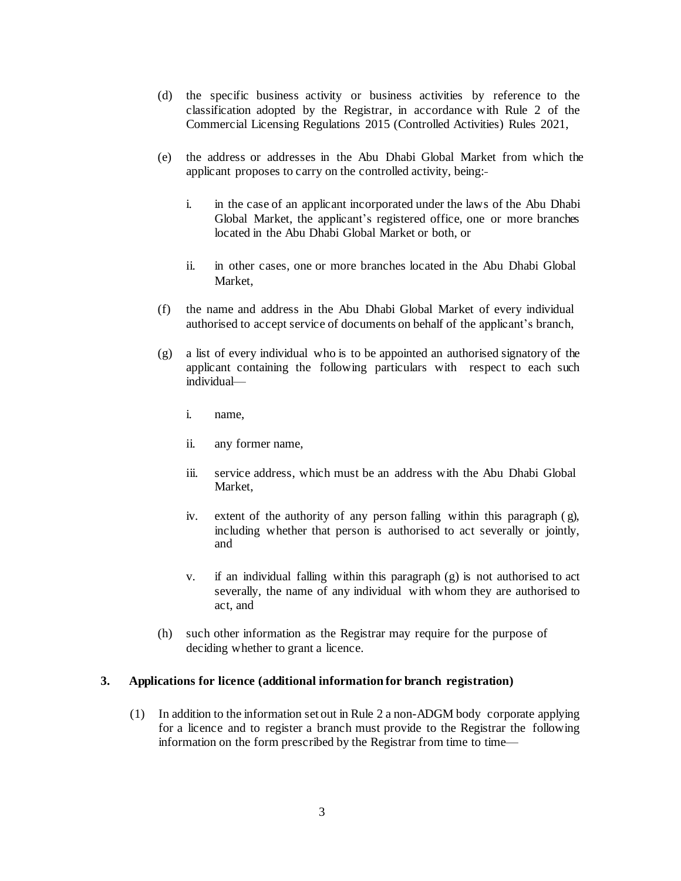(d) the specific business activity or business activities by reference to the classification adopted by the Registrar, in accordance with Rule 2 of the Commercial Licensing Regulations 2015 (Controlled Activities) Rules 2021,

(e) the address or addresses in the Abu Dhabi Global Market from which the applicant proposes to carry on the controlled activity, being:-

   i. in the case of an applicant incorporated under the laws of the Abu Dhabi Global Market, the applicant's registered office, one or more branches located in the Abu Dhabi Global Market or both, or

   ii. in other cases, one or more branches located in the Abu Dhabi Global Market,

(f) the name and address in the Abu Dhabi Global Market of every individual authorised to accept service of documents on behalf of the applicant's branch,

(g) a list of every individual who is to be appointed an authorised signatory of the applicant containing the following particulars with respect to each such individual—

   i. name,

   ii. any former name,

   iii. service address, which must be an address with the Abu Dhabi Global Market,

   iv. extent of the authority of any person falling within this paragraph (g), including whether that person is authorised to act severally or jointly, and

   v. if an individual falling within this paragraph (g) is not authorised to act severally, the name of any individual with whom they are authorised to act, and

(h) such other information as the Registrar may require for the purpose of deciding whether to grant a licence.

## 3. Applications for licence (additional information for branch registration)

(1) In addition to the information set out in Rule 2 a non-ADGM body corporate applying for a licence and to register a branch must provide to the Registrar the following information on the form prescribed by the Registrar from time to time—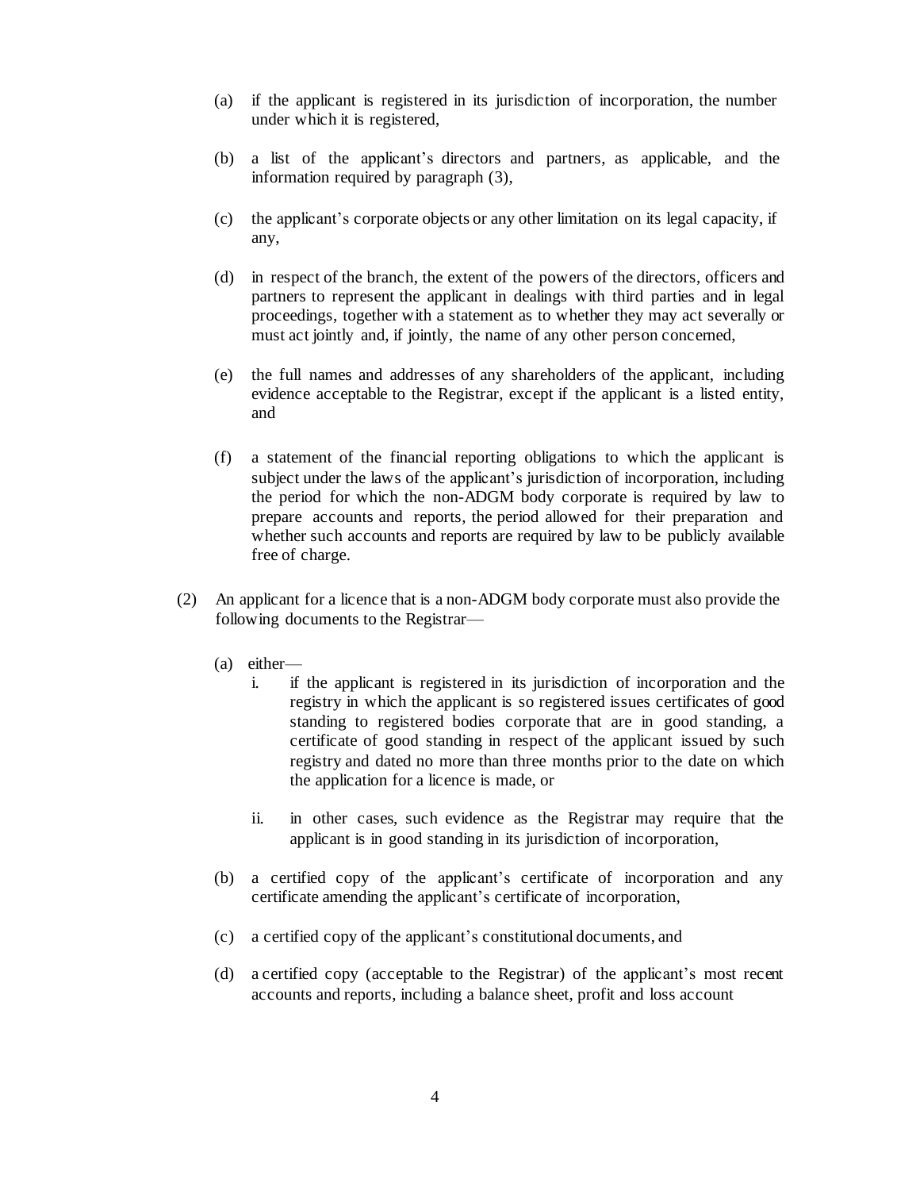(a) if the applicant is registered in its jurisdiction of incorporation, the number under which it is registered,

(b) a list of the applicant's directors and partners, as applicable, and the information required by paragraph (3),

(c) the applicant's corporate objects or any other limitation on its legal capacity, if any,

(d) in respect of the branch, the extent of the powers of the directors, officers and partners to represent the applicant in dealings with third parties and in legal proceedings, together with a statement as to whether they may act severally or must act jointly and, if jointly, the name of any other person concerned,

(e) the full names and addresses of any shareholders of the applicant, including evidence acceptable to the Registrar, except if the applicant is a listed entity, and

(f) a statement of the financial reporting obligations to which the applicant is subject under the laws of the applicant's jurisdiction of incorporation, including the period for which the non-ADGM body corporate is required by law to prepare accounts and reports, the period allowed for their preparation and whether such accounts and reports are required by law to be publicly available free of charge.

(2) An applicant for a licence that is a non-ADGM body corporate must also provide the following documents to the Registrar—

(a) either—

i. if the applicant is registered in its jurisdiction of incorporation and the registry in which the applicant is so registered issues certificates of good standing to registered bodies corporate that are in good standing, a certificate of good standing in respect of the applicant issued by such registry and dated no more than three months prior to the date on which the application for a licence is made, or

ii. in other cases, such evidence as the Registrar may require that the applicant is in good standing in its jurisdiction of incorporation,

(b) a certified copy of the applicant's certificate of incorporation and any certificate amending the applicant's certificate of incorporation,

(c) a certified copy of the applicant's constitutional documents, and

(d) a certified copy (acceptable to the Registrar) of the applicant's most recent accounts and reports, including a balance sheet, profit and loss account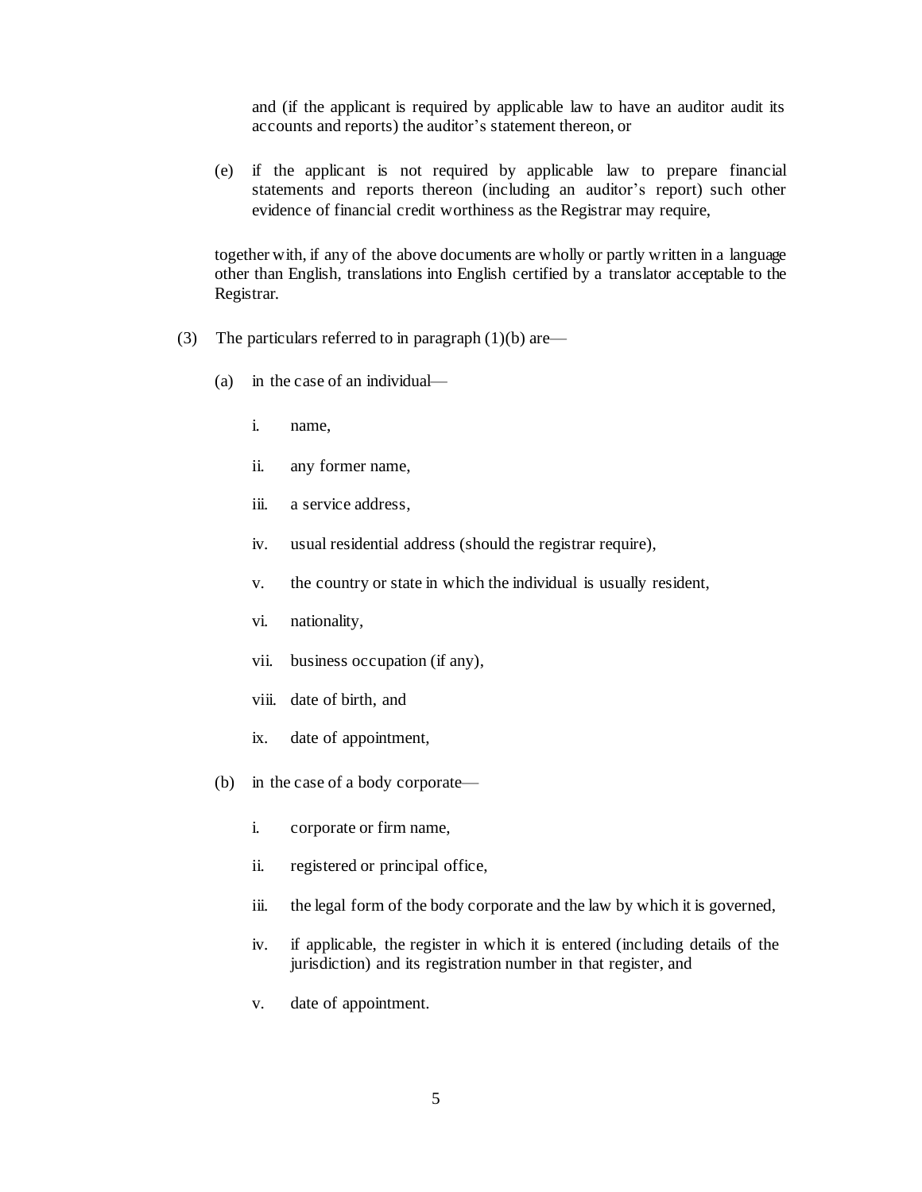and (if the applicant is required by applicable law to have an auditor audit its accounts and reports) the auditor's statement thereon, or

(e) if the applicant is not required by applicable law to prepare financial statements and reports thereon (including an auditor's report) such other evidence of financial credit worthiness as the Registrar may require,

together with, if any of the above documents are wholly or partly written in a language other than English, translations into English certified by a translator acceptable to the Registrar.

(3) The particulars referred to in paragraph (1)(b) are—

(a) in the case of an individual—

i. name,

ii. any former name,

iii. a service address,

iv. usual residential address (should the registrar require),

v. the country or state in which the individual is usually resident,

vi. nationality,

vii. business occupation (if any),

viii. date of birth, and

ix. date of appointment,

(b) in the case of a body corporate—

i. corporate or firm name,

ii. registered or principal office,

iii. the legal form of the body corporate and the law by which it is governed,

iv. if applicable, the register in which it is entered (including details of the jurisdiction) and its registration number in that register, and

v. date of appointment.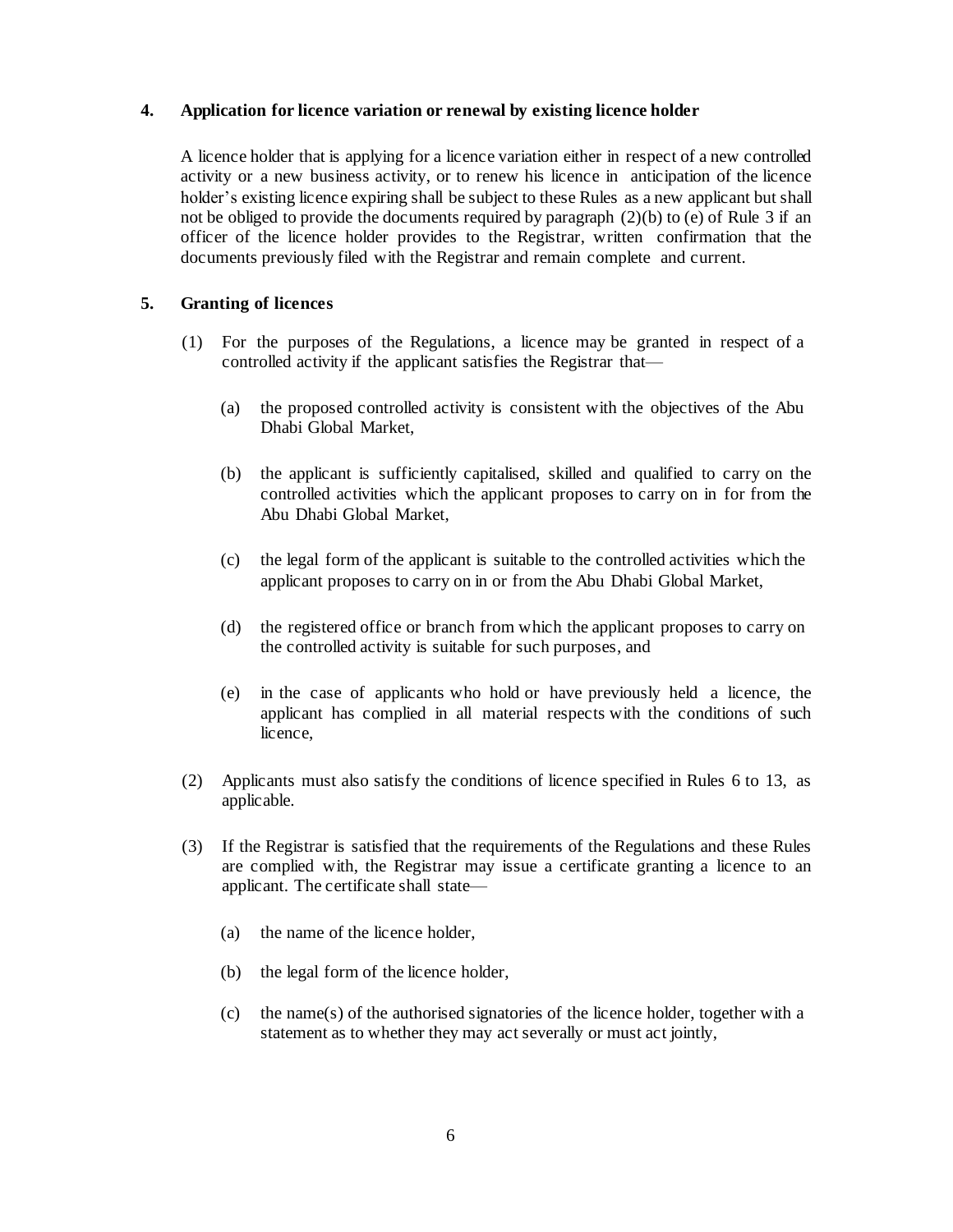## 4. Application for licence variation or renewal by existing licence holder

A licence holder that is applying for a licence variation either in respect of a new controlled activity or a new business activity, or to renew his licence in anticipation of the licence holder's existing licence expiring shall be subject to these Rules as a new applicant but shall not be obliged to provide the documents required by paragraph (2)(b) to (e) of Rule 3 if an officer of the licence holder provides to the Registrar, written confirmation that the documents previously filed with the Registrar and remain complete and current.

## 5. Granting of licences

(1) For the purposes of the Regulations, a licence may be granted in respect of a controlled activity if the applicant satisfies the Registrar that—

  (a) the proposed controlled activity is consistent with the objectives of the Abu Dhabi Global Market,

  (b) the applicant is sufficiently capitalised, skilled and qualified to carry on the controlled activities which the applicant proposes to carry on in for from the Abu Dhabi Global Market,

  (c) the legal form of the applicant is suitable to the controlled activities which the applicant proposes to carry on in or from the Abu Dhabi Global Market,

  (d) the registered office or branch from which the applicant proposes to carry on the controlled activity is suitable for such purposes, and

  (e) in the case of applicants who hold or have previously held a licence, the applicant has complied in all material respects with the conditions of such licence,

(2) Applicants must also satisfy the conditions of licence specified in Rules 6 to 13, as applicable.

(3) If the Registrar is satisfied that the requirements of the Regulations and these Rules are complied with, the Registrar may issue a certificate granting a licence to an applicant. The certificate shall state—

  (a) the name of the licence holder,

  (b) the legal form of the licence holder,

  (c) the name(s) of the authorised signatories of the licence holder, together with a statement as to whether they may act severally or must act jointly,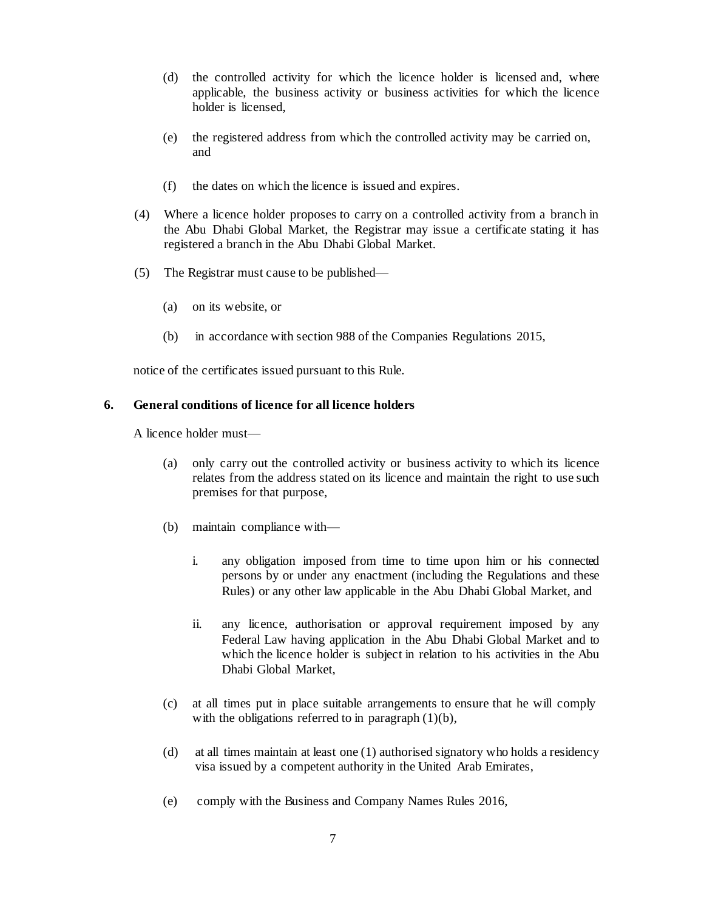(d) the controlled activity for which the licence holder is licensed and, where applicable, the business activity or business activities for which the licence holder is licensed,

(e) the registered address from which the controlled activity may be carried on, and

(f) the dates on which the licence is issued and expires.

(4) Where a licence holder proposes to carry on a controlled activity from a branch in the Abu Dhabi Global Market, the Registrar may issue a certificate stating it has registered a branch in the Abu Dhabi Global Market.

(5) The Registrar must cause to be published—

(a) on its website, or

(b) in accordance with section 988 of the Companies Regulations 2015,

notice of the certificates issued pursuant to this Rule.

**6. General conditions of licence for all licence holders**

A licence holder must—

(a) only carry out the controlled activity or business activity to which its licence relates from the address stated on its licence and maintain the right to use such premises for that purpose,

(b) maintain compliance with—

i. any obligation imposed from time to time upon him or his connected persons by or under any enactment (including the Regulations and these Rules) or any other law applicable in the Abu Dhabi Global Market, and

ii. any licence, authorisation or approval requirement imposed by any Federal Law having application in the Abu Dhabi Global Market and to which the licence holder is subject in relation to his activities in the Abu Dhabi Global Market,

(c) at all times put in place suitable arrangements to ensure that he will comply with the obligations referred to in paragraph (1)(b),

(d) at all times maintain at least one (1) authorised signatory who holds a residency visa issued by a competent authority in the United Arab Emirates,

(e) comply with the Business and Company Names Rules 2016,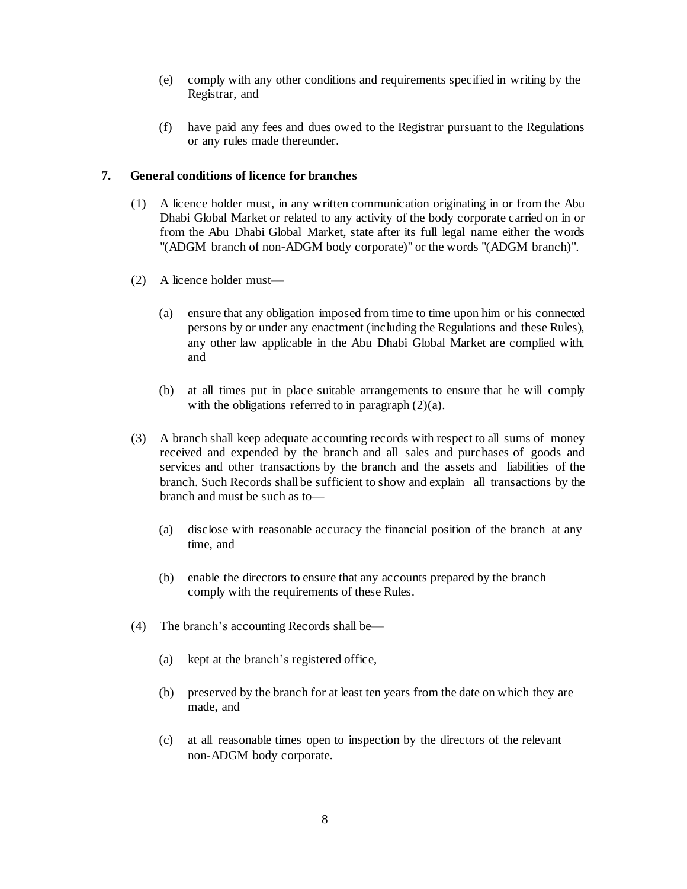(e) comply with any other conditions and requirements specified in writing by the Registrar, and

(f) have paid any fees and dues owed to the Registrar pursuant to the Regulations or any rules made thereunder.

**7. General conditions of licence for branches**

(1) A licence holder must, in any written communication originating in or from the Abu Dhabi Global Market or related to any activity of the body corporate carried on in or from the Abu Dhabi Global Market, state after its full legal name either the words "(ADGM branch of non-ADGM body corporate)" or the words "(ADGM branch)".

(2) A licence holder must—

(a) ensure that any obligation imposed from time to time upon him or his connected persons by or under any enactment (including the Regulations and these Rules), any other law applicable in the Abu Dhabi Global Market are complied with, and

(b) at all times put in place suitable arrangements to ensure that he will comply with the obligations referred to in paragraph (2)(a).

(3) A branch shall keep adequate accounting records with respect to all sums of money received and expended by the branch and all sales and purchases of goods and services and other transactions by the branch and the assets and liabilities of the branch. Such Records shall be sufficient to show and explain all transactions by the branch and must be such as to—

(a) disclose with reasonable accuracy the financial position of the branch at any time, and

(b) enable the directors to ensure that any accounts prepared by the branch comply with the requirements of these Rules.

(4) The branch's accounting Records shall be—

(a) kept at the branch's registered office,

(b) preserved by the branch for at least ten years from the date on which they are made, and

(c) at all reasonable times open to inspection by the directors of the relevant non-ADGM body corporate.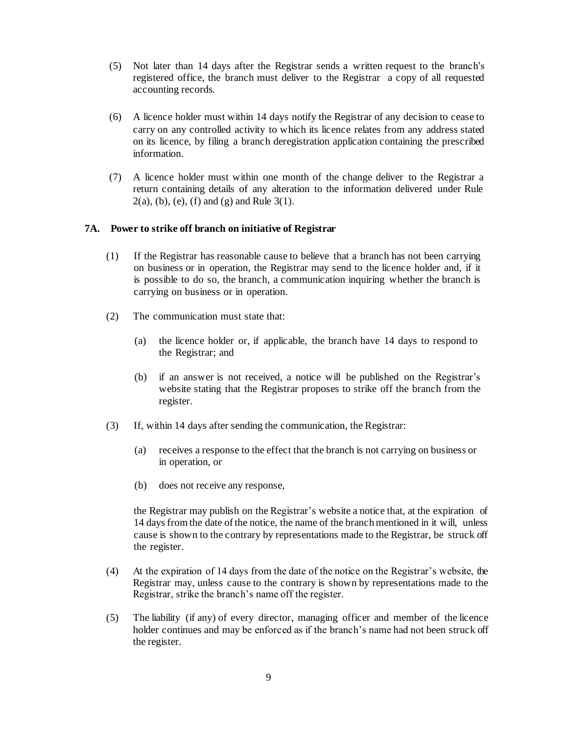(5) Not later than 14 days after the Registrar sends a written request to the branch's registered office, the branch must deliver to the Registrar a copy of all requested accounting records.

(6) A licence holder must within 14 days notify the Registrar of any decision to cease to carry on any controlled activity to which its licence relates from any address stated on its licence, by filing a branch deregistration application containing the prescribed information.

(7) A licence holder must within one month of the change deliver to the Registrar a return containing details of any alteration to the information delivered under Rule 2(a), (b), (e), (f) and (g) and Rule 3(1).

**7A. Power to strike off branch on initiative of Registrar**

(1) If the Registrar has reasonable cause to believe that a branch has not been carrying on business or in operation, the Registrar may send to the licence holder and, if it is possible to do so, the branch, a communication inquiring whether the branch is carrying on business or in operation.

(2) The communication must state that:

(a) the licence holder or, if applicable, the branch have 14 days to respond to the Registrar; and

(b) if an answer is not received, a notice will be published on the Registrar's website stating that the Registrar proposes to strike off the branch from the register.

(3) If, within 14 days after sending the communication, the Registrar:

(a) receives a response to the effect that the branch is not carrying on business or in operation, or

(b) does not receive any response,

the Registrar may publish on the Registrar's website a notice that, at the expiration of 14 days from the date of the notice, the name of the branch mentioned in it will, unless cause is shown to the contrary by representations made to the Registrar, be struck off the register.

(4) At the expiration of 14 days from the date of the notice on the Registrar's website, the Registrar may, unless cause to the contrary is shown by representations made to the Registrar, strike the branch's name off the register.

(5) The liability (if any) of every director, managing officer and member of the licence holder continues and may be enforced as if the branch's name had not been struck off the register.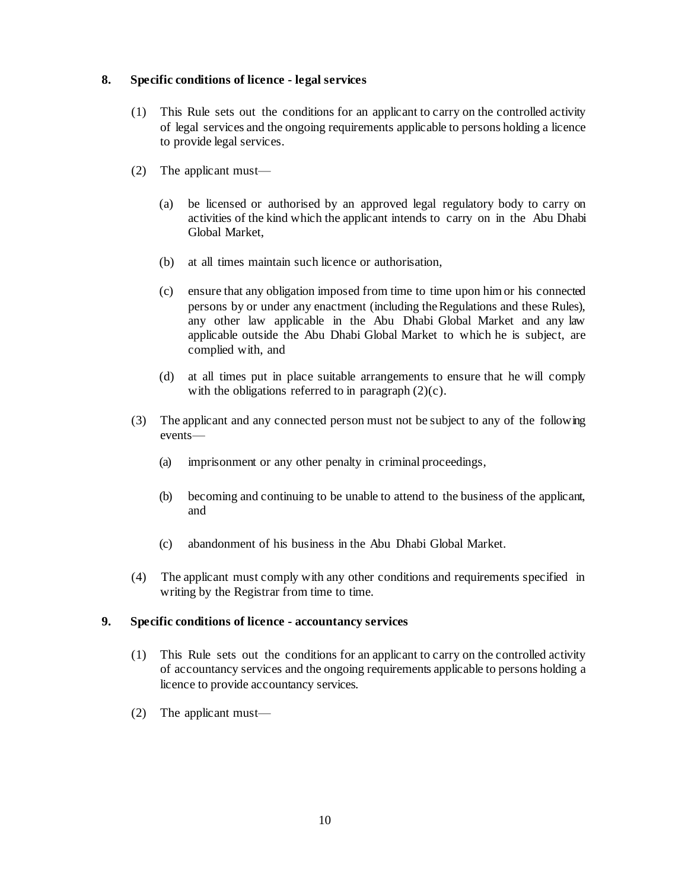## 8. Specific conditions of licence - legal services

(1) This Rule sets out the conditions for an applicant to carry on the controlled activity of legal services and the ongoing requirements applicable to persons holding a licence to provide legal services.

(2) The applicant must—

(a) be licensed or authorised by an approved legal regulatory body to carry on activities of the kind which the applicant intends to carry on in the Abu Dhabi Global Market,

(b) at all times maintain such licence or authorisation,

(c) ensure that any obligation imposed from time to time upon him or his connected persons by or under any enactment (including the Regulations and these Rules), any other law applicable in the Abu Dhabi Global Market and any law applicable outside the Abu Dhabi Global Market to which he is subject, are complied with, and

(d) at all times put in place suitable arrangements to ensure that he will comply with the obligations referred to in paragraph (2)(c).

(3) The applicant and any connected person must not be subject to any of the following events—

(a) imprisonment or any other penalty in criminal proceedings,

(b) becoming and continuing to be unable to attend to the business of the applicant, and

(c) abandonment of his business in the Abu Dhabi Global Market.

(4) The applicant must comply with any other conditions and requirements specified in writing by the Registrar from time to time.

## 9. Specific conditions of licence - accountancy services

(1) This Rule sets out the conditions for an applicant to carry on the controlled activity of accountancy services and the ongoing requirements applicable to persons holding a licence to provide accountancy services.

(2) The applicant must—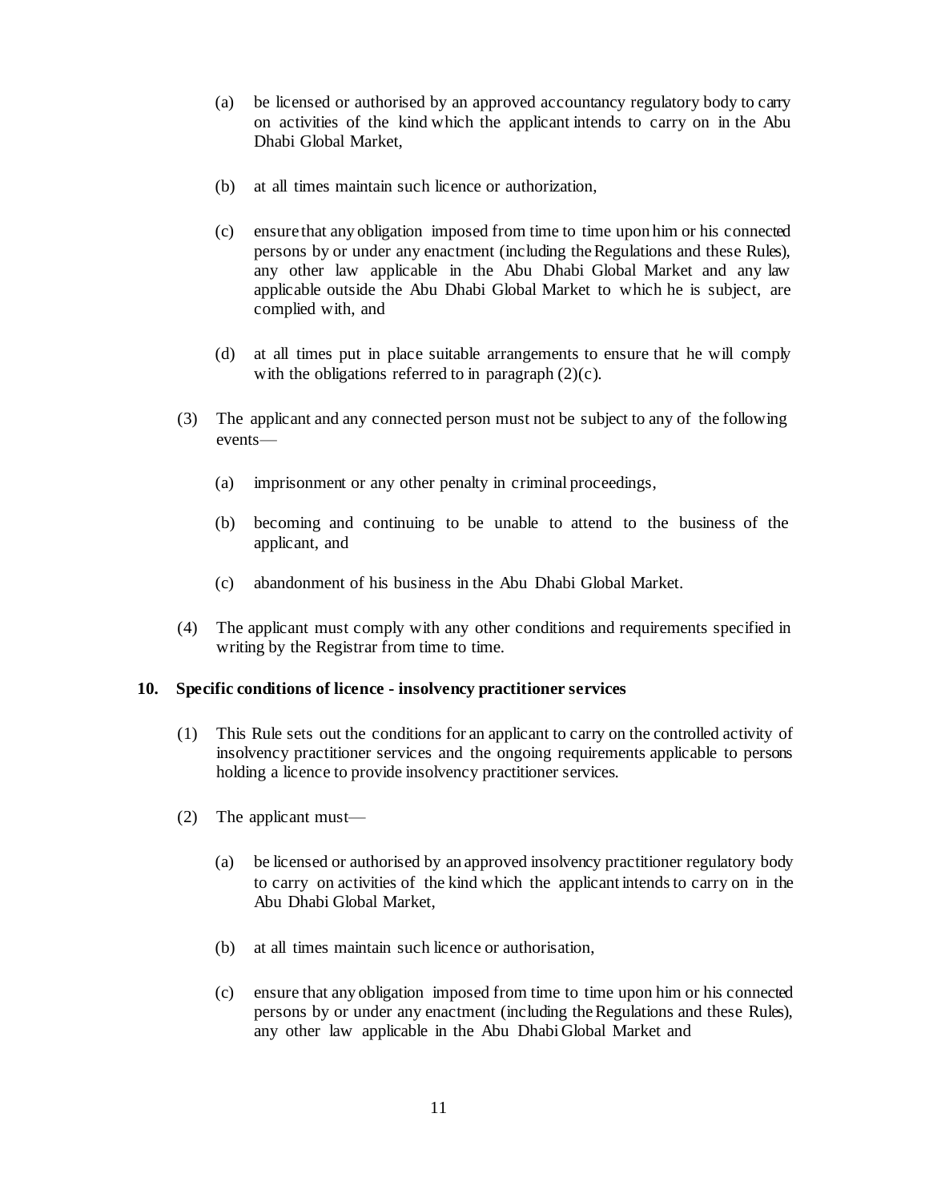(a) be licensed or authorised by an approved accountancy regulatory body to carry on activities of the kind which the applicant intends to carry on in the Abu Dhabi Global Market,

(b) at all times maintain such licence or authorization,

(c) ensure that any obligation imposed from time to time upon him or his connected persons by or under any enactment (including the Regulations and these Rules), any other law applicable in the Abu Dhabi Global Market and any law applicable outside the Abu Dhabi Global Market to which he is subject, are complied with, and

(d) at all times put in place suitable arrangements to ensure that he will comply with the obligations referred to in paragraph (2)(c).

(3) The applicant and any connected person must not be subject to any of the following events—

(a) imprisonment or any other penalty in criminal proceedings,

(b) becoming and continuing to be unable to attend to the business of the applicant, and

(c) abandonment of his business in the Abu Dhabi Global Market.

(4) The applicant must comply with any other conditions and requirements specified in writing by the Registrar from time to time.

**10. Specific conditions of licence - insolvency practitioner services**

(1) This Rule sets out the conditions for an applicant to carry on the controlled activity of insolvency practitioner services and the ongoing requirements applicable to persons holding a licence to provide insolvency practitioner services.

(2) The applicant must—

(a) be licensed or authorised by an approved insolvency practitioner regulatory body to carry on activities of the kind which the applicant intends to carry on in the Abu Dhabi Global Market,

(b) at all times maintain such licence or authorisation,

(c) ensure that any obligation imposed from time to time upon him or his connected persons by or under any enactment (including the Regulations and these Rules), any other law applicable in the Abu Dhabi Global Market and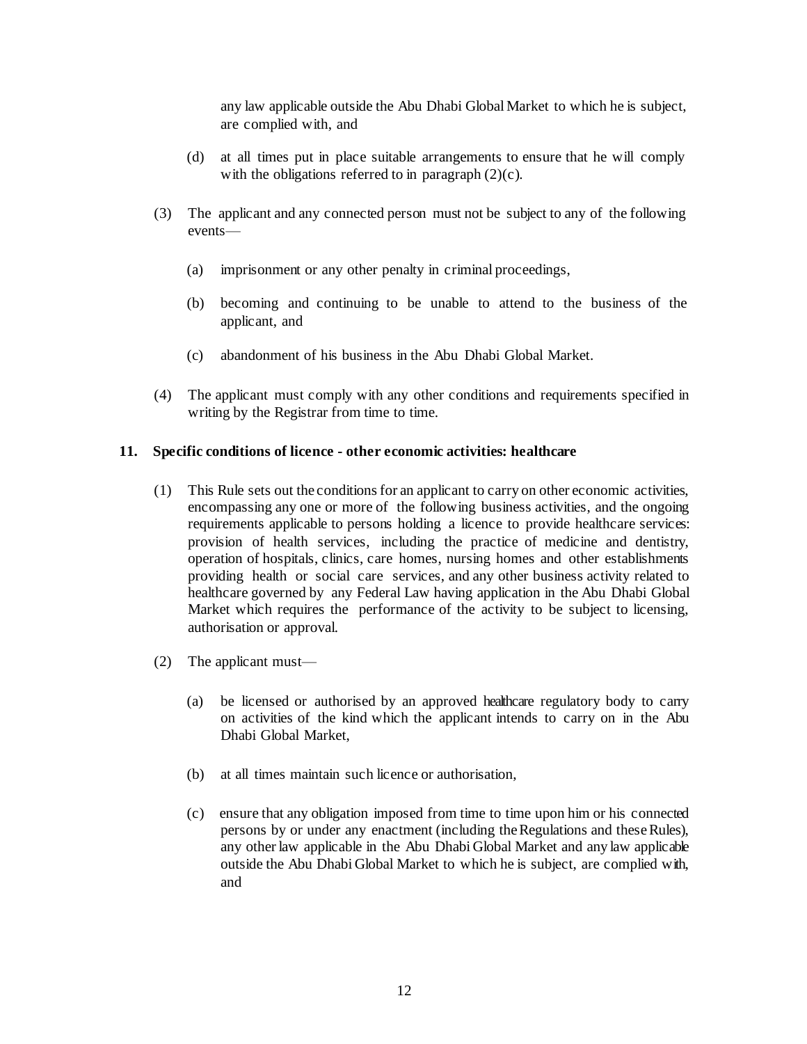any law applicable outside the Abu Dhabi Global Market to which he is subject, are complied with, and

(d) at all times put in place suitable arrangements to ensure that he will comply with the obligations referred to in paragraph (2)(c).

(3) The applicant and any connected person must not be subject to any of the following events—

(a) imprisonment or any other penalty in criminal proceedings,

(b) becoming and continuing to be unable to attend to the business of the applicant, and

(c) abandonment of his business in the Abu Dhabi Global Market.

(4) The applicant must comply with any other conditions and requirements specified in writing by the Registrar from time to time.

### 11. Specific conditions of licence - other economic activities: healthcare

(1) This Rule sets out the conditions for an applicant to carry on other economic activities, encompassing any one or more of the following business activities, and the ongoing requirements applicable to persons holding a licence to provide healthcare services: provision of health services, including the practice of medicine and dentistry, operation of hospitals, clinics, care homes, nursing homes and other establishments providing health or social care services, and any other business activity related to healthcare governed by any Federal Law having application in the Abu Dhabi Global Market which requires the performance of the activity to be subject to licensing, authorisation or approval.

(2) The applicant must—

(a) be licensed or authorised by an approved healthcare regulatory body to carry on activities of the kind which the applicant intends to carry on in the Abu Dhabi Global Market,

(b) at all times maintain such licence or authorisation,

(c) ensure that any obligation imposed from time to time upon him or his connected persons by or under any enactment (including the Regulations and these Rules), any other law applicable in the Abu Dhabi Global Market and any law applicable outside the Abu Dhabi Global Market to which he is subject, are complied with, and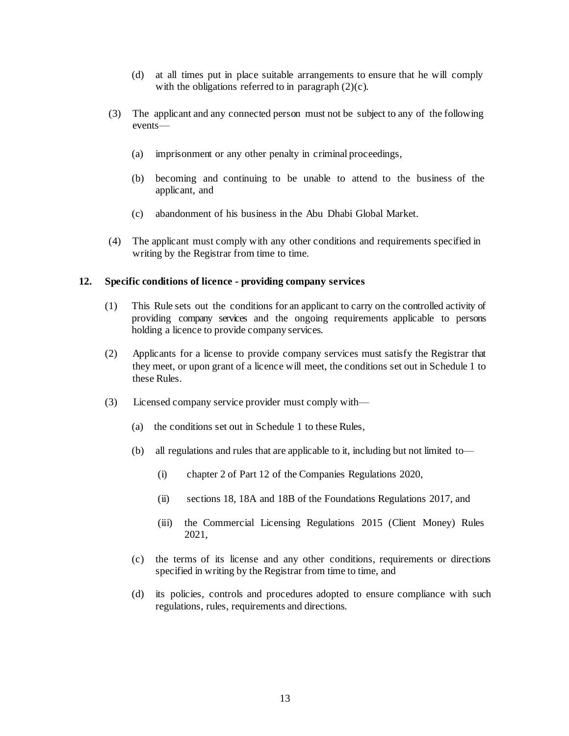(d) at all times put in place suitable arrangements to ensure that he will comply with the obligations referred to in paragraph (2)(c).

(3) The applicant and any connected person must not be subject to any of the following events—

(a) imprisonment or any other penalty in criminal proceedings,

(b) becoming and continuing to be unable to attend to the business of the applicant, and

(c) abandonment of his business in the Abu Dhabi Global Market.

(4) The applicant must comply with any other conditions and requirements specified in writing by the Registrar from time to time.

**12. Specific conditions of licence - providing company services**

(1) This Rule sets out the conditions for an applicant to carry on the controlled activity of providing company services and the ongoing requirements applicable to persons holding a licence to provide company services.

(2) Applicants for a license to provide company services must satisfy the Registrar that they meet, or upon grant of a licence will meet, the conditions set out in Schedule 1 to these Rules.

(3) Licensed company service provider must comply with—

(a) the conditions set out in Schedule 1 to these Rules,

(b) all regulations and rules that are applicable to it, including but not limited to—

(i) chapter 2 of Part 12 of the Companies Regulations 2020,

(ii) sections 18, 18A and 18B of the Foundations Regulations 2017, and

(iii) the Commercial Licensing Regulations 2015 (Client Money) Rules 2021,

(c) the terms of its license and any other conditions, requirements or directions specified in writing by the Registrar from time to time, and

(d) its policies, controls and procedures adopted to ensure compliance with such regulations, rules, requirements and directions.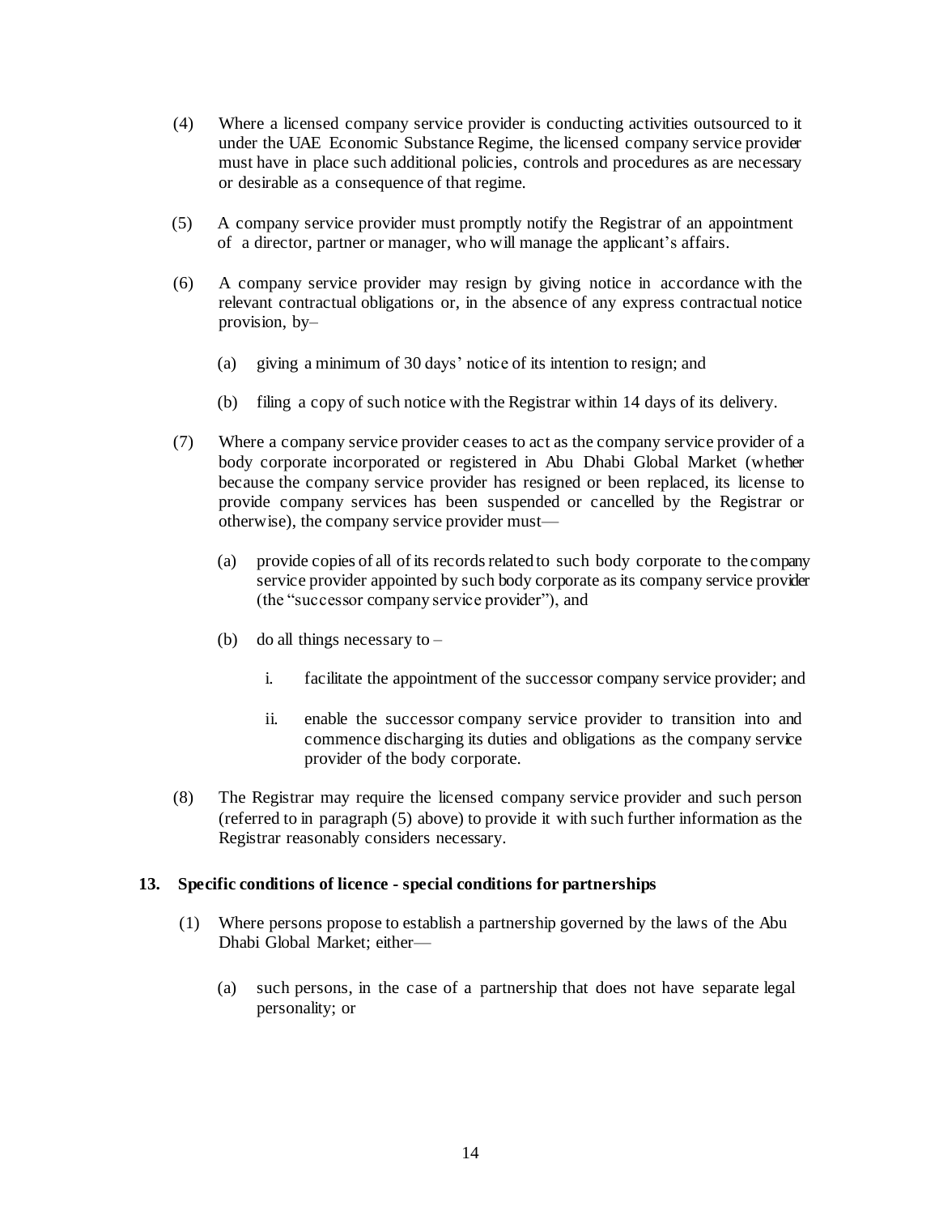(4) Where a licensed company service provider is conducting activities outsourced to it under the UAE Economic Substance Regime, the licensed company service provider must have in place such additional policies, controls and procedures as are necessary or desirable as a consequence of that regime.

(5) A company service provider must promptly notify the Registrar of an appointment of a director, partner or manager, who will manage the applicant's affairs.

(6) A company service provider may resign by giving notice in accordance with the relevant contractual obligations or, in the absence of any express contractual notice provision, by–

(a) giving a minimum of 30 days' notice of its intention to resign; and

(b) filing a copy of such notice with the Registrar within 14 days of its delivery.

(7) Where a company service provider ceases to act as the company service provider of a body corporate incorporated or registered in Abu Dhabi Global Market (whether because the company service provider has resigned or been replaced, its license to provide company services has been suspended or cancelled by the Registrar or otherwise), the company service provider must—

(a) provide copies of all of its records related to such body corporate to the company service provider appointed by such body corporate as its company service provider (the "successor company service provider"), and

(b) do all things necessary to –

i. facilitate the appointment of the successor company service provider; and

ii. enable the successor company service provider to transition into and commence discharging its duties and obligations as the company service provider of the body corporate.

(8) The Registrar may require the licensed company service provider and such person (referred to in paragraph (5) above) to provide it with such further information as the Registrar reasonably considers necessary.

**13. Specific conditions of licence - special conditions for partnerships**

(1) Where persons propose to establish a partnership governed by the laws of the Abu Dhabi Global Market; either—

(a) such persons, in the case of a partnership that does not have separate legal personality; or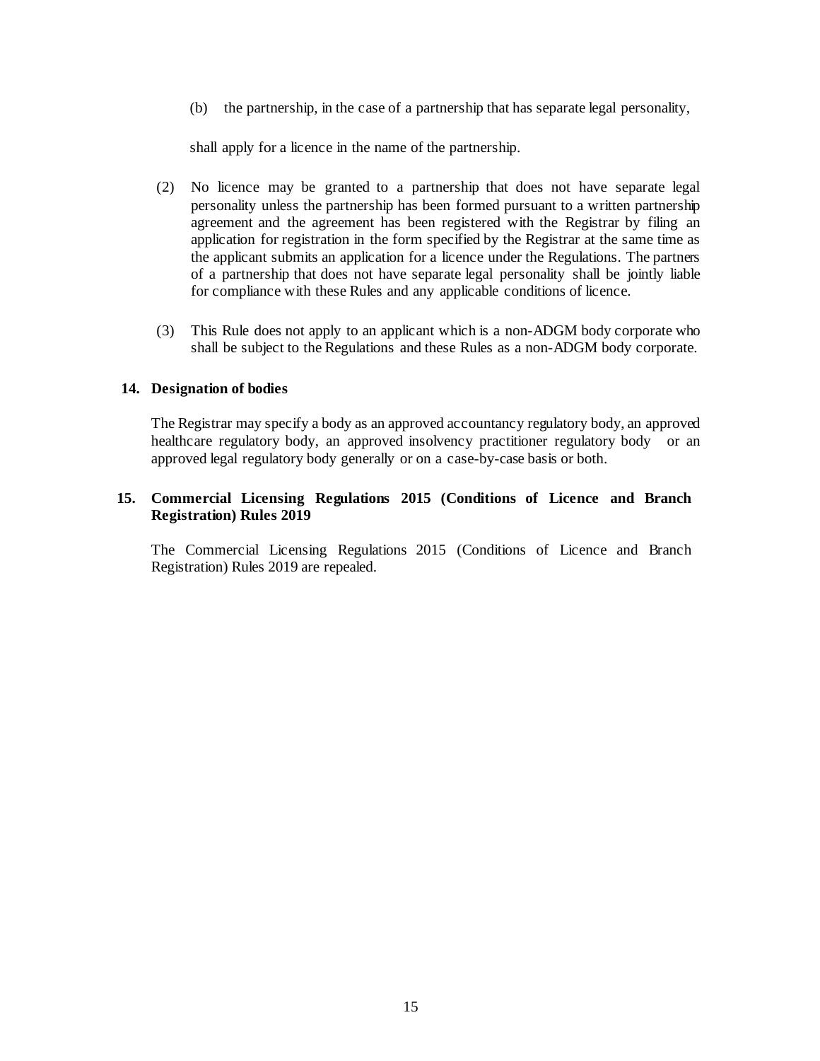(b) the partnership, in the case of a partnership that has separate legal personality,

shall apply for a licence in the name of the partnership.

(2) No licence may be granted to a partnership that does not have separate legal personality unless the partnership has been formed pursuant to a written partnership agreement and the agreement has been registered with the Registrar by filing an application for registration in the form specified by the Registrar at the same time as the applicant submits an application for a licence under the Regulations. The partners of a partnership that does not have separate legal personality shall be jointly liable for compliance with these Rules and any applicable conditions of licence.

(3) This Rule does not apply to an applicant which is a non-ADGM body corporate who shall be subject to the Regulations and these Rules as a non-ADGM body corporate.

### 14. Designation of bodies

The Registrar may specify a body as an approved accountancy regulatory body, an approved healthcare regulatory body, an approved insolvency practitioner regulatory body or an approved legal regulatory body generally or on a case-by-case basis or both.

### 15. Commercial Licensing Regulations 2015 (Conditions of Licence and Branch Registration) Rules 2019

The Commercial Licensing Regulations 2015 (Conditions of Licence and Branch Registration) Rules 2019 are repealed.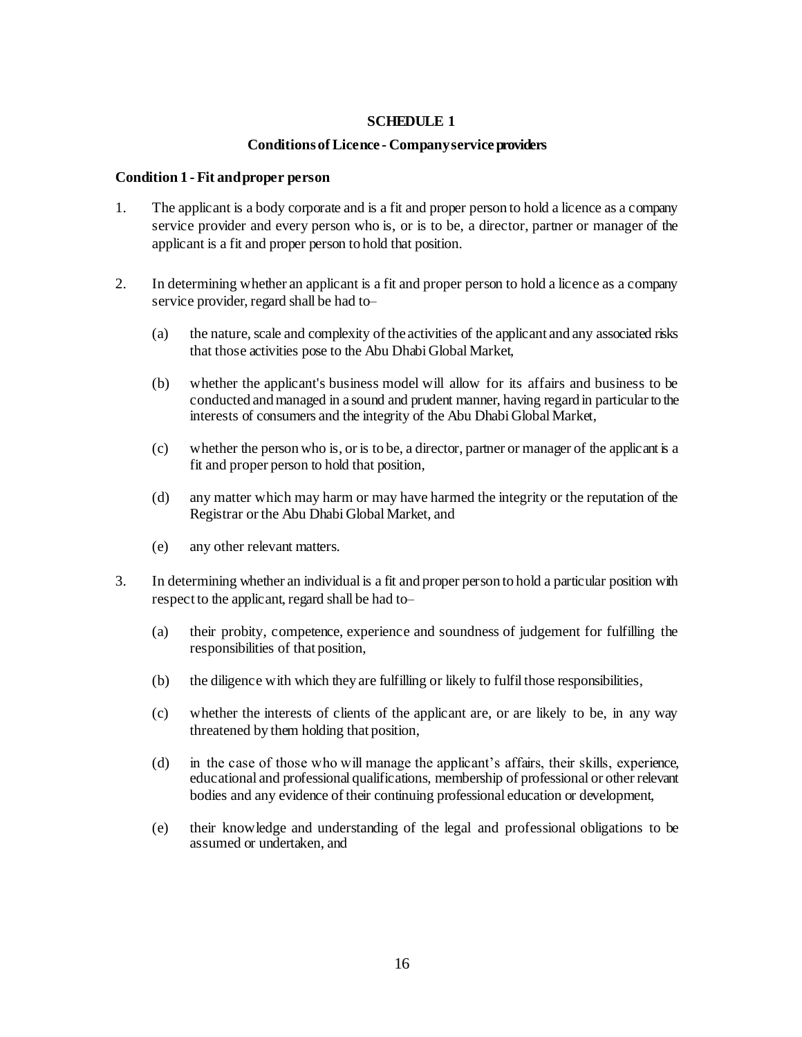# SCHEDULE 1

## Conditions of Licence - Company service providers

### Condition 1 - Fit and proper person

1. The applicant is a body corporate and is a fit and proper person to hold a licence as a company service provider and every person who is, or is to be, a director, partner or manager of the applicant is a fit and proper person to hold that position.

2. In determining whether an applicant is a fit and proper person to hold a licence as a company service provider, regard shall be had to–

   (a) the nature, scale and complexity of the activities of the applicant and any associated risks that those activities pose to the Abu Dhabi Global Market,

   (b) whether the applicant's business model will allow for its affairs and business to be conducted and managed in a sound and prudent manner, having regard in particular to the interests of consumers and the integrity of the Abu Dhabi Global Market,

   (c) whether the person who is, or is to be, a director, partner or manager of the applicant is a fit and proper person to hold that position,

   (d) any matter which may harm or may have harmed the integrity or the reputation of the Registrar or the Abu Dhabi Global Market, and

   (e) any other relevant matters.

3. In determining whether an individual is a fit and proper person to hold a particular position with respect to the applicant, regard shall be had to–

   (a) their probity, competence, experience and soundness of judgement for fulfilling the responsibilities of that position,

   (b) the diligence with which they are fulfilling or likely to fulfil those responsibilities,

   (c) whether the interests of clients of the applicant are, or are likely to be, in any way threatened by them holding that position,

   (d) in the case of those who will manage the applicant's affairs, their skills, experience, educational and professional qualifications, membership of professional or other relevant bodies and any evidence of their continuing professional education or development,

   (e) their knowledge and understanding of the legal and professional obligations to be assumed or undertaken, and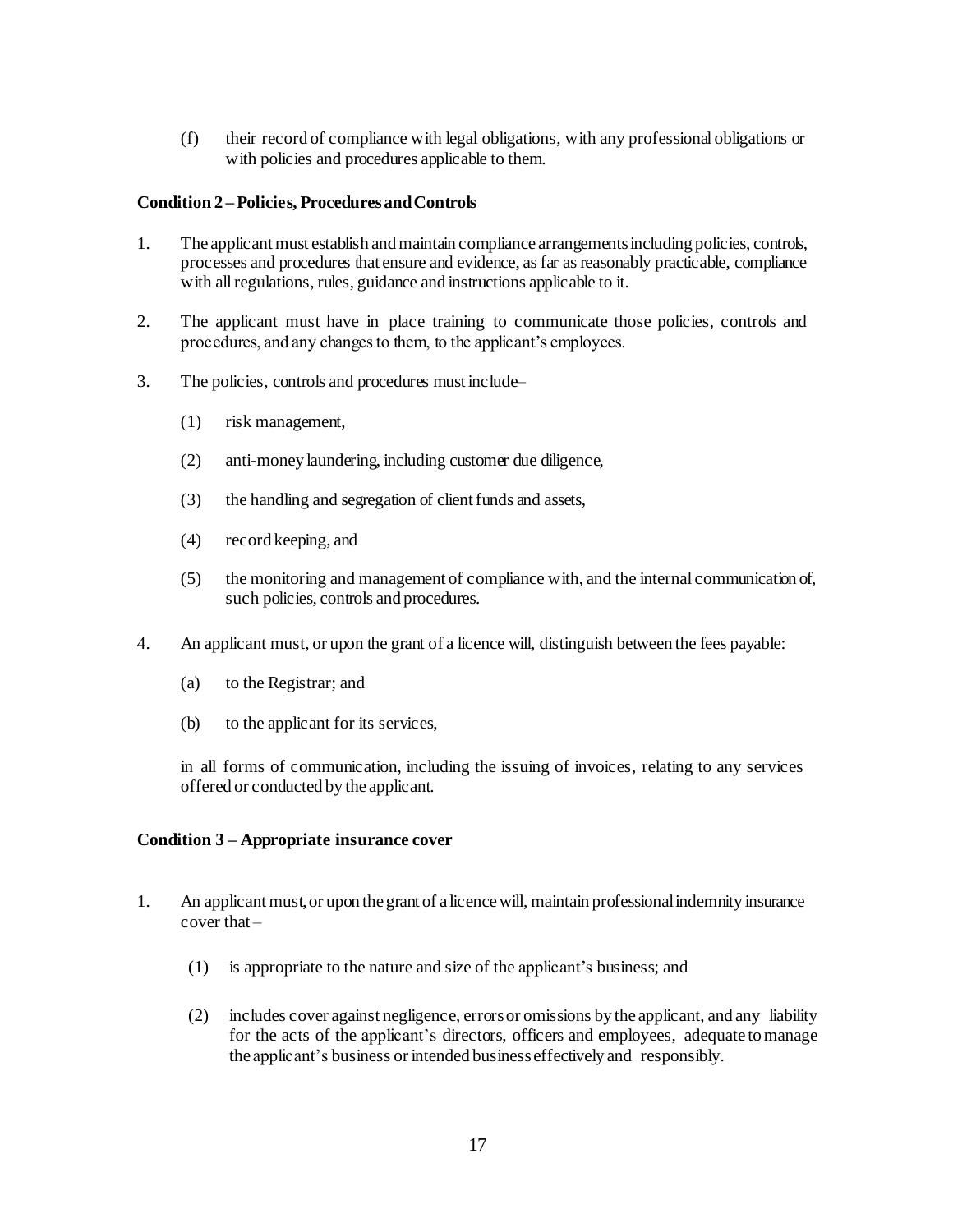(f) their record of compliance with legal obligations, with any professional obligations or with policies and procedures applicable to them.

**Condition 2 – Policies, Procedures and Controls**

1. The applicant must establish and maintain compliance arrangements including policies, controls, processes and procedures that ensure and evidence, as far as reasonably practicable, compliance with all regulations, rules, guidance and instructions applicable to it.

2. The applicant must have in place training to communicate those policies, controls and procedures, and any changes to them, to the applicant's employees.

3. The policies, controls and procedures must include–

   (1) risk management,

   (2) anti-money laundering, including customer due diligence,

   (3) the handling and segregation of client funds and assets,

   (4) record keeping, and

   (5) the monitoring and management of compliance with, and the internal communication of, such policies, controls and procedures.

4. An applicant must, or upon the grant of a licence will, distinguish between the fees payable:

   (a) to the Registrar; and

   (b) to the applicant for its services,

   in all forms of communication, including the issuing of invoices, relating to any services offered or conducted by the applicant.

**Condition 3 – Appropriate insurance cover**

1. An applicant must, or upon the grant of a licence will, maintain professional indemnity insurance cover that –

   (1) is appropriate to the nature and size of the applicant's business; and

   (2) includes cover against negligence, errors or omissions by the applicant, and any liability for the acts of the applicant's directors, officers and employees, adequate to manage the applicant's business or intended business effectively and responsibly.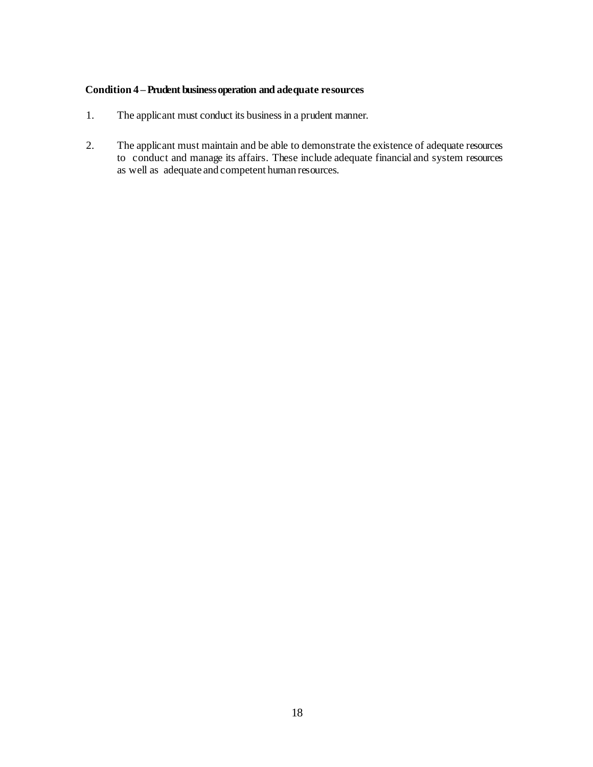**Condition 4 – Prudent business operation and adequate resources**

1. The applicant must conduct its business in a prudent manner.

2. The applicant must maintain and be able to demonstrate the existence of adequate resources to conduct and manage its affairs. These include adequate financial and system resources as well as adequate and competent human resources.